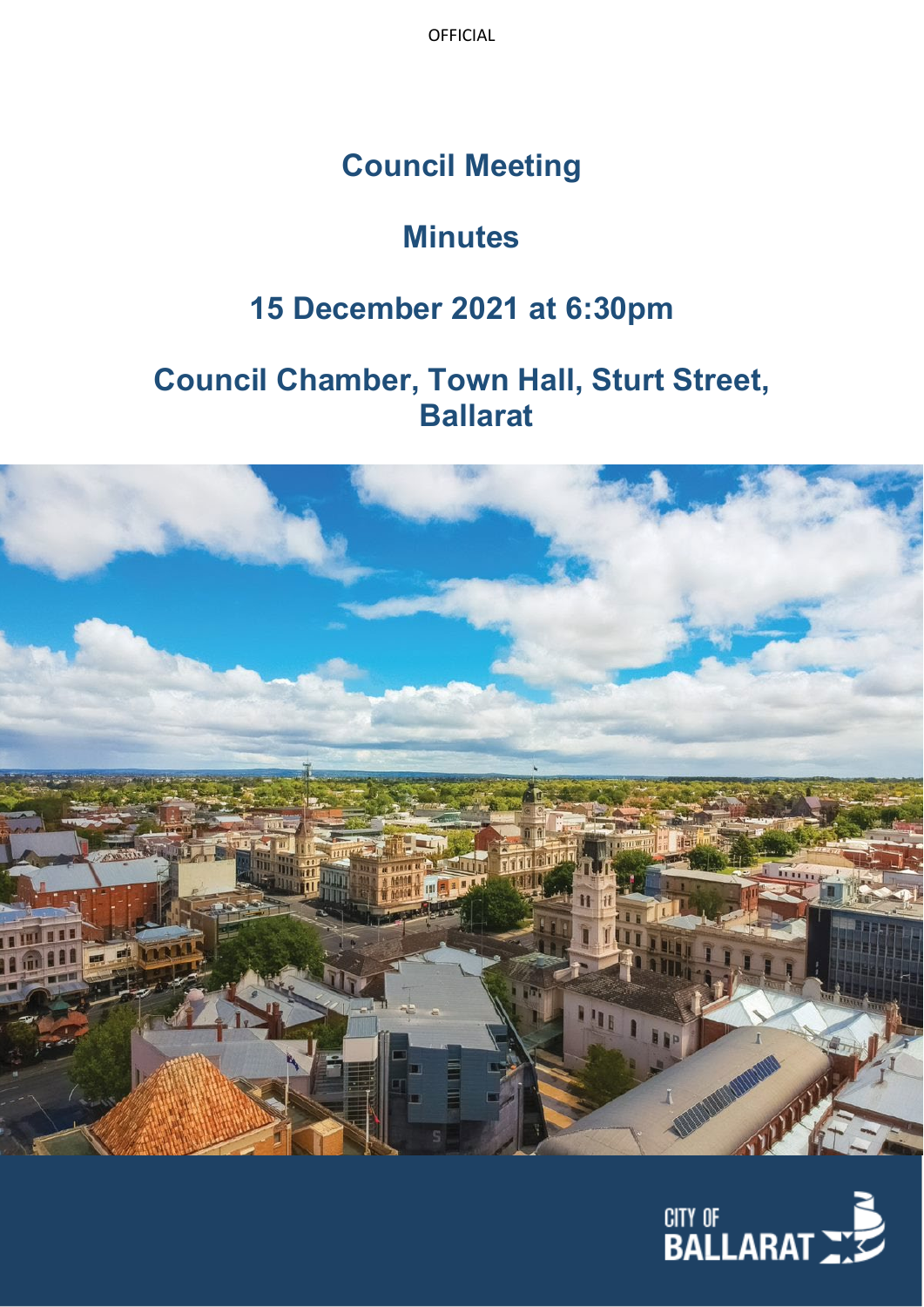OFFICIAL

# Council Meeting

## Minutes

## 15 December 2021 at 6:30pm

## Council Chamber, Town Hall, Sturt Street, Ballarat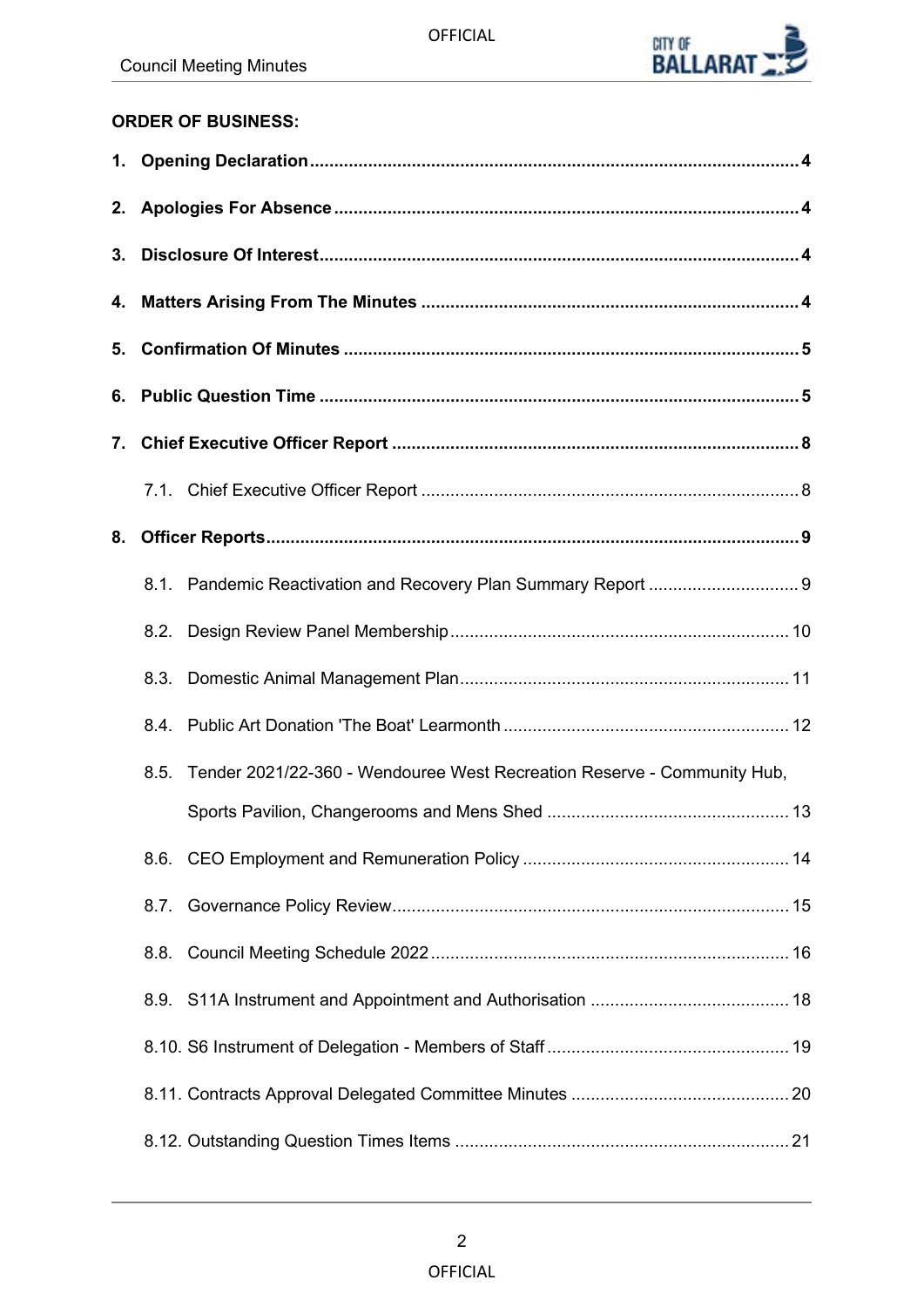**ORDER OF BUSINESS:**

**1. Opening Declaration** .......... **4**

**2. Apologies For Absence** .......... **4**

**3. Disclosure Of Interest** .......... **4**

**4. Matters Arising From The Minutes** .......... **4**

**5. Confirmation Of Minutes** .......... **5**

**6. Public Question Time** .......... **5**

**7. Chief Executive Officer Report** .......... **8**

7.1. Chief Executive Officer Report .......... 8

**8. Officer Reports** .......... **9**

8.1. Pandemic Reactivation and Recovery Plan Summary Report .......... 9

8.2. Design Review Panel Membership .......... 10

8.3. Domestic Animal Management Plan .......... 11

8.4. Public Art Donation 'The Boat' Learmonth .......... 12

8.5. Tender 2021/22-360 - Wendouree West Recreation Reserve - Community Hub, Sports Pavilion, Changerooms and Mens Shed .......... 13

8.6. CEO Employment and Remuneration Policy .......... 14

8.7. Governance Policy Review .......... 15

8.8. Council Meeting Schedule 2022 .......... 16

8.9. S11A Instrument and Appointment and Authorisation .......... 18

8.10. S6 Instrument of Delegation - Members of Staff .......... 19

8.11. Contracts Approval Delegated Committee Minutes .......... 20

8.12. Outstanding Question Times Items .......... 21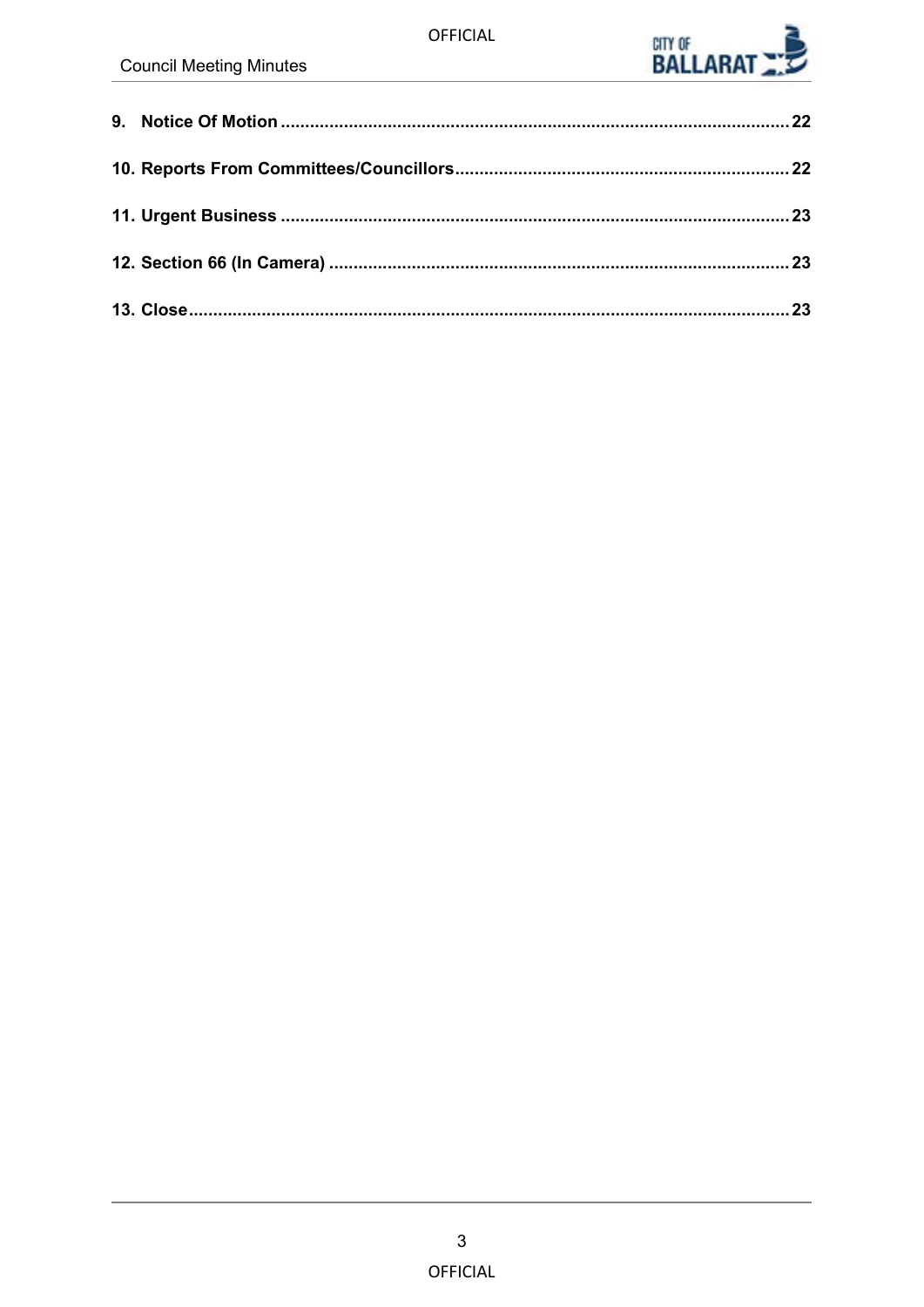**9. Notice Of Motion** ...................................................................................................... **22**

**10. Reports From Committees/Councillors** .................................................................... **22**

**11. Urgent Business** ........................................................................................................ **23**

**12. Section 66 (In Camera)** .............................................................................................. **23**

**13. Close** ............................................................................................................................ **23**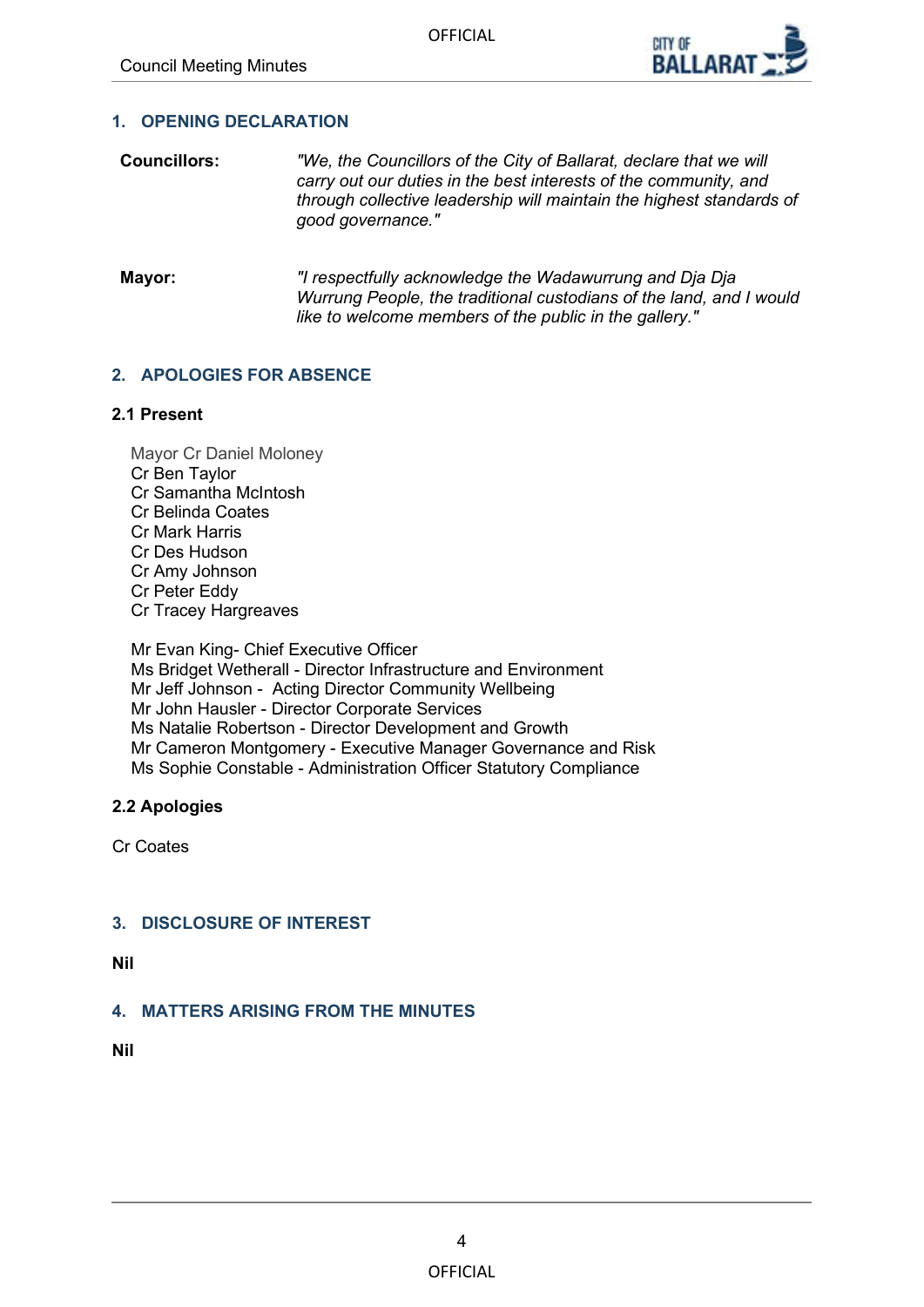## 1. OPENING DECLARATION

**Councillors:** *"We, the Councillors of the City of Ballarat, declare that we will carry out our duties in the best interests of the community, and through collective leadership will maintain the highest standards of good governance."*

**Mayor:** *"I respectfully acknowledge the Wadawurrung and Dja Dja Wurrung People, the traditional custodians of the land, and I would like to welcome members of the public in the gallery."*

## 2. APOLOGIES FOR ABSENCE

### 2.1 Present

Mayor Cr Daniel Moloney
Cr Ben Taylor
Cr Samantha McIntosh
Cr Belinda Coates
Cr Mark Harris
Cr Des Hudson
Cr Amy Johnson
Cr Peter Eddy
Cr Tracey Hargreaves

Mr Evan King- Chief Executive Officer
Ms Bridget Wetherall - Director Infrastructure and Environment
Mr Jeff Johnson - Acting Director Community Wellbeing
Mr John Hausler - Director Corporate Services
Ms Natalie Robertson - Director Development and Growth
Mr Cameron Montgomery - Executive Manager Governance and Risk
Ms Sophie Constable - Administration Officer Statutory Compliance

### 2.2 Apologies

Cr Coates

## 3. DISCLOSURE OF INTEREST

**Nil**

## 4. MATTERS ARISING FROM THE MINUTES

**Nil**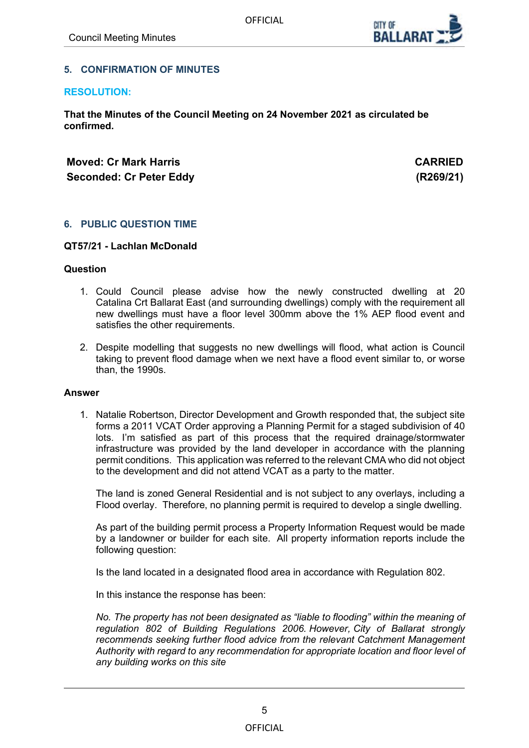## 5. CONFIRMATION OF MINUTES

**RESOLUTION:**

**That the Minutes of the Council Meeting on 24 November 2021 as circulated be confirmed.**

**Moved: Cr Mark Harris** | **CARRIED**
**Seconded: Cr Peter Eddy** | **(R269/21)**

## 6. PUBLIC QUESTION TIME

**QT57/21 - Lachlan McDonald**

**Question**

1. Could Council please advise how the newly constructed dwelling at 20 Catalina Crt Ballarat East (and surrounding dwellings) comply with the requirement all new dwellings must have a floor level 300mm above the 1% AEP flood event and satisfies the other requirements.

2. Despite modelling that suggests no new dwellings will flood, what action is Council taking to prevent flood damage when we next have a flood event similar to, or worse than, the 1990s.

**Answer**

1. Natalie Robertson, Director Development and Growth responded that, the subject site forms a 2011 VCAT Order approving a Planning Permit for a staged subdivision of 40 lots. I'm satisfied as part of this process that the required drainage/stormwater infrastructure was provided by the land developer in accordance with the planning permit conditions. This application was referred to the relevant CMA who did not object to the development and did not attend VCAT as a party to the matter.

   The land is zoned General Residential and is not subject to any overlays, including a Flood overlay. Therefore, no planning permit is required to develop a single dwelling.

   As part of the building permit process a Property Information Request would be made by a landowner or builder for each site. All property information reports include the following question:

   Is the land located in a designated flood area in accordance with Regulation 802.

   In this instance the response has been:

   *No. The property has not been designated as "liable to flooding" within the meaning of regulation 802 of Building Regulations 2006. However, City of Ballarat strongly recommends seeking further flood advice from the relevant Catchment Management Authority with regard to any recommendation for appropriate location and floor level of any building works on this site*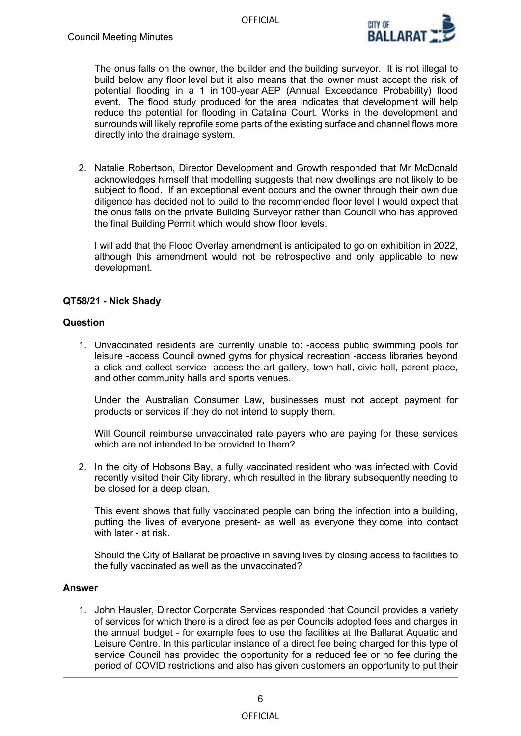The onus falls on the owner, the builder and the building surveyor. It is not illegal to build below any floor level but it also means that the owner must accept the risk of potential flooding in a 1 in 100-year AEP (Annual Exceedance Probability) flood event. The flood study produced for the area indicates that development will help reduce the potential for flooding in Catalina Court. Works in the development and surrounds will likely reprofile some parts of the existing surface and channel flows more directly into the drainage system.

2. Natalie Robertson, Director Development and Growth responded that Mr McDonald acknowledges himself that modelling suggests that new dwellings are not likely to be subject to flood. If an exceptional event occurs and the owner through their own due diligence has decided not to build to the recommended floor level I would expect that the onus falls on the private Building Surveyor rather than Council who has approved the final Building Permit which would show floor levels.

   I will add that the Flood Overlay amendment is anticipated to go on exhibition in 2022, although this amendment would not be retrospective and only applicable to new development.

**QT58/21 - Nick Shady**

**Question**

1. Unvaccinated residents are currently unable to: -access public swimming pools for leisure -access Council owned gyms for physical recreation -access libraries beyond a click and collect service -access the art gallery, town hall, civic hall, parent place, and other community halls and sports venues.

   Under the Australian Consumer Law, businesses must not accept payment for products or services if they do not intend to supply them.

   Will Council reimburse unvaccinated rate payers who are paying for these services which are not intended to be provided to them?

2. In the city of Hobsons Bay, a fully vaccinated resident who was infected with Covid recently visited their City library, which resulted in the library subsequently needing to be closed for a deep clean.

   This event shows that fully vaccinated people can bring the infection into a building, putting the lives of everyone present- as well as everyone they come into contact with later - at risk.

   Should the City of Ballarat be proactive in saving lives by closing access to facilities to the fully vaccinated as well as the unvaccinated?

**Answer**

1. John Hausler, Director Corporate Services responded that Council provides a variety of services for which there is a direct fee as per Councils adopted fees and charges in the annual budget - for example fees to use the facilities at the Ballarat Aquatic and Leisure Centre. In this particular instance of a direct fee being charged for this type of service Council has provided the opportunity for a reduced fee or no fee during the period of COVID restrictions and also has given customers an opportunity to put their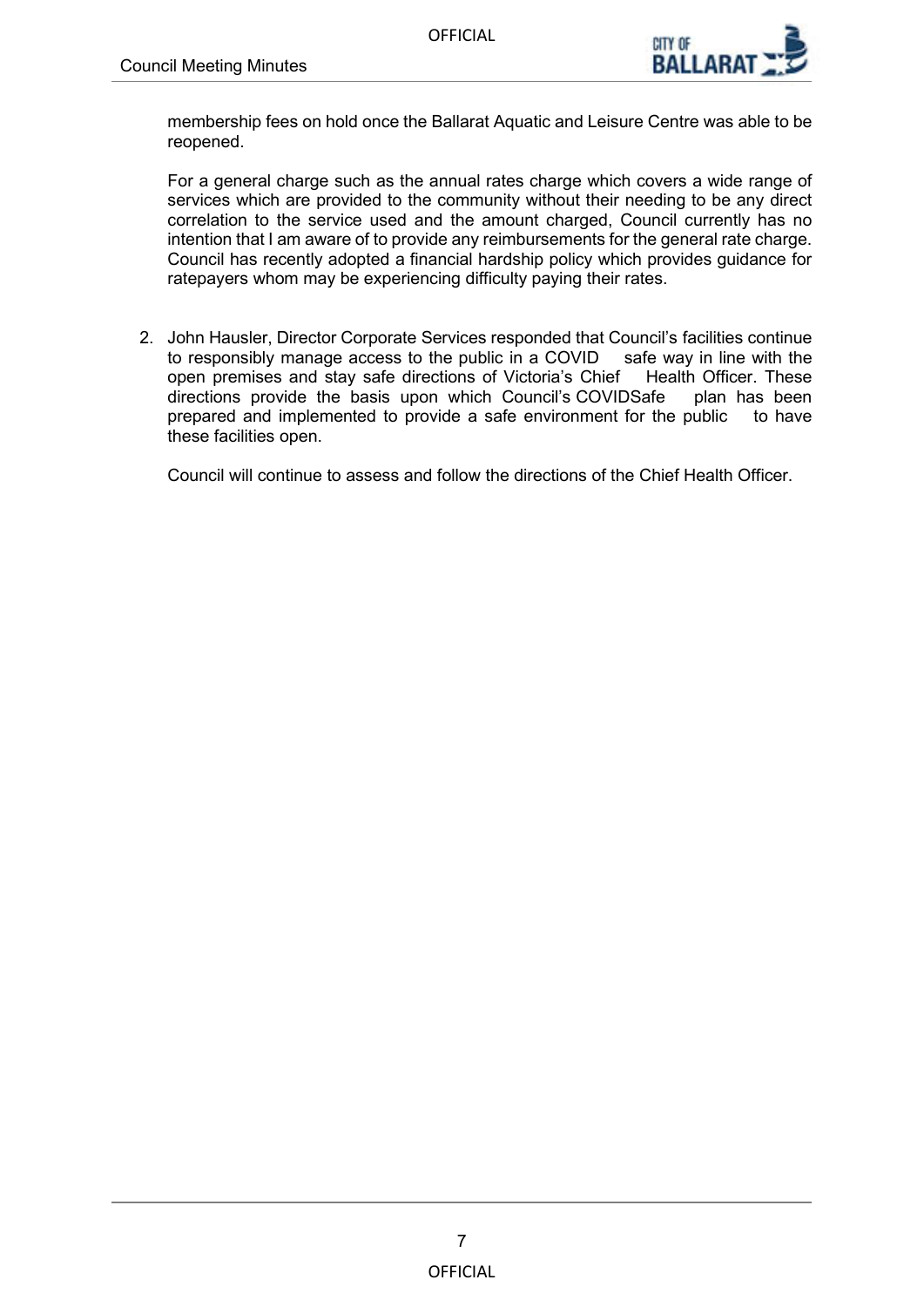membership fees on hold once the Ballarat Aquatic and Leisure Centre was able to be reopened.

For a general charge such as the annual rates charge which covers a wide range of services which are provided to the community without their needing to be any direct correlation to the service used and the amount charged, Council currently has no intention that I am aware of to provide any reimbursements for the general rate charge. Council has recently adopted a financial hardship policy which provides guidance for ratepayers whom may be experiencing difficulty paying their rates.

2. John Hausler, Director Corporate Services responded that Council's facilities continue to responsibly manage access to the public in a COVID safe way in line with the open premises and stay safe directions of Victoria's Chief Health Officer. These directions provide the basis upon which Council's COVIDSafe plan has been prepared and implemented to provide a safe environment for the public to have these facilities open.

   Council will continue to assess and follow the directions of the Chief Health Officer.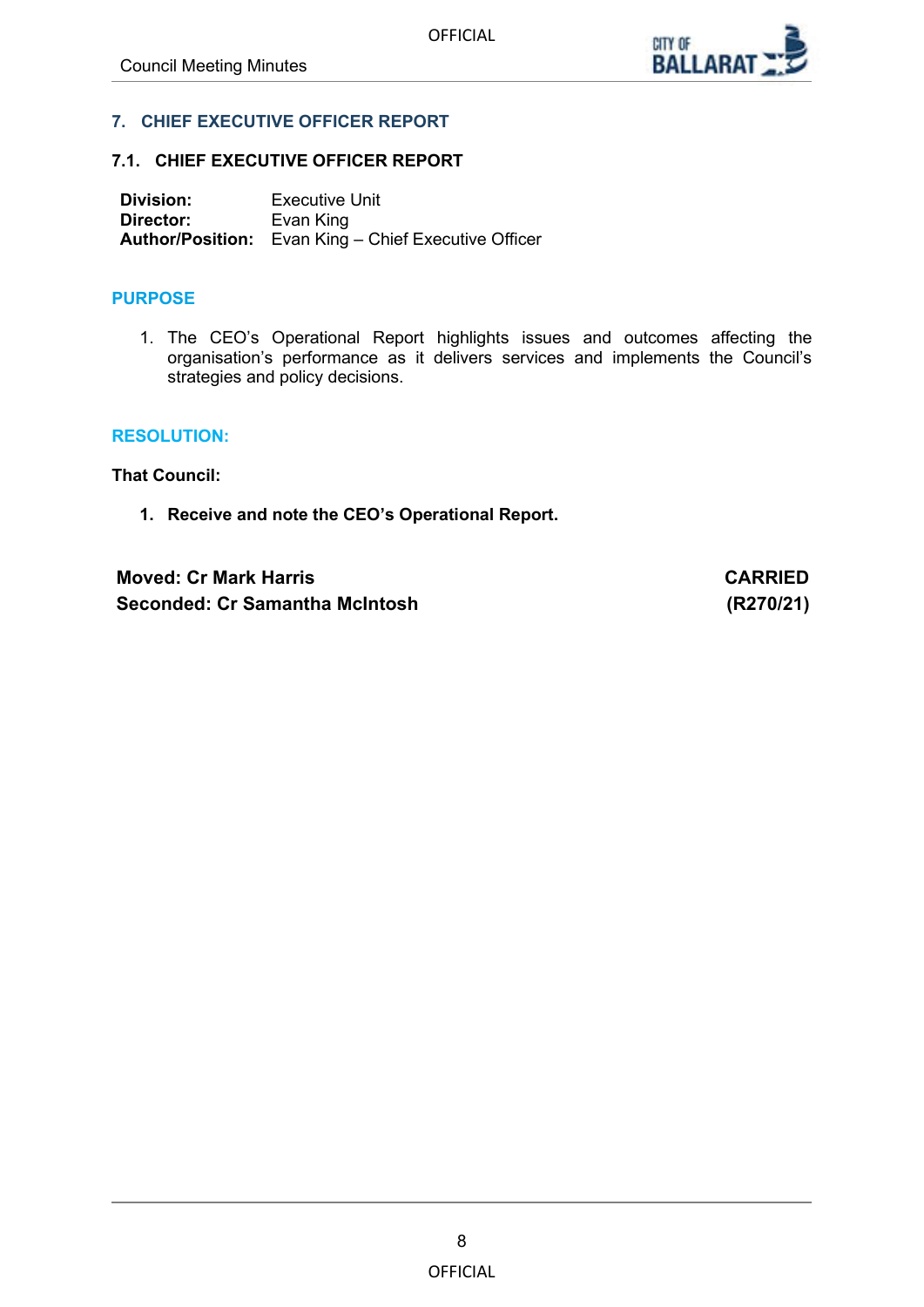## 7. CHIEF EXECUTIVE OFFICER REPORT

### 7.1. CHIEF EXECUTIVE OFFICER REPORT

**Division:** Executive Unit
**Director:** Evan King
**Author/Position:** Evan King – Chief Executive Officer

#### PURPOSE

1. The CEO's Operational Report highlights issues and outcomes affecting the organisation's performance as it delivers services and implements the Council's strategies and policy decisions.

#### RESOLUTION:

**That Council:**

1. **Receive and note the CEO's Operational Report.**

| | |
|---|---|
| **Moved: Cr Mark Harris** | **CARRIED** |
| **Seconded: Cr Samantha McIntosh** | **(R270/21)** |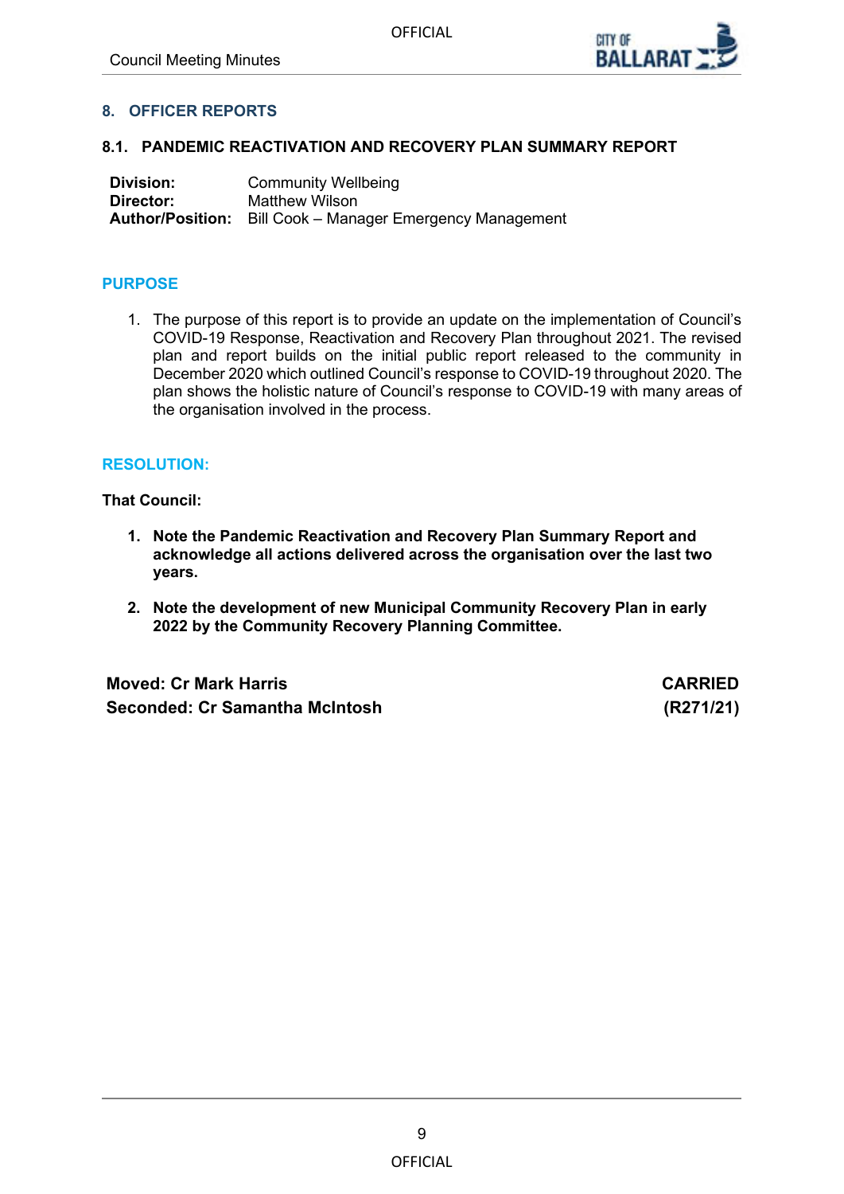## 8. OFFICER REPORTS

### 8.1. PANDEMIC REACTIVATION AND RECOVERY PLAN SUMMARY REPORT

| | |
|---|---|
| **Division:** | Community Wellbeing |
| **Director:** | Matthew Wilson |
| **Author/Position:** | Bill Cook – Manager Emergency Management |

#### PURPOSE

1. The purpose of this report is to provide an update on the implementation of Council's COVID-19 Response, Reactivation and Recovery Plan throughout 2021. The revised plan and report builds on the initial public report released to the community in December 2020 which outlined Council's response to COVID-19 throughout 2020. The plan shows the holistic nature of Council's response to COVID-19 with many areas of the organisation involved in the process.

#### RESOLUTION:

**That Council:**

1. **Note the Pandemic Reactivation and Recovery Plan Summary Report and acknowledge all actions delivered across the organisation over the last two years.**
2. **Note the development of new Municipal Community Recovery Plan in early 2022 by the Community Recovery Planning Committee.**

| | |
|---|---|
| **Moved: Cr Mark Harris** | **CARRIED** |
| **Seconded: Cr Samantha McIntosh** | **(R271/21)** |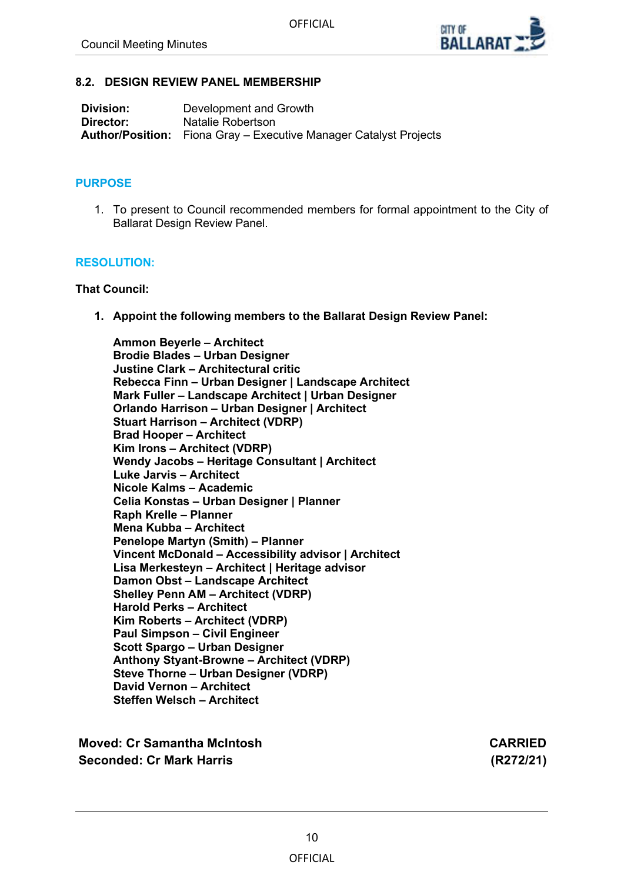## 8.2. DESIGN REVIEW PANEL MEMBERSHIP

**Division:** Development and Growth
**Director:** Natalie Robertson
**Author/Position:** Fiona Gray – Executive Manager Catalyst Projects

### PURPOSE

1. To present to Council recommended members for formal appointment to the City of Ballarat Design Review Panel.

### RESOLUTION:

**That Council:**

1. **Appoint the following members to the Ballarat Design Review Panel:**

   **Ammon Beyerle – Architect**
   **Brodie Blades – Urban Designer**
   **Justine Clark – Architectural critic**
   **Rebecca Finn – Urban Designer | Landscape Architect**
   **Mark Fuller – Landscape Architect | Urban Designer**
   **Orlando Harrison – Urban Designer | Architect**
   **Stuart Harrison – Architect (VDRP)**
   **Brad Hooper – Architect**
   **Kim Irons – Architect (VDRP)**
   **Wendy Jacobs – Heritage Consultant | Architect**
   **Luke Jarvis – Architect**
   **Nicole Kalms – Academic**
   **Celia Konstas – Urban Designer | Planner**
   **Raph Krelle – Planner**
   **Mena Kubba – Architect**
   **Penelope Martyn (Smith) – Planner**
   **Vincent McDonald – Accessibility advisor | Architect**
   **Lisa Merkesteyn – Architect | Heritage advisor**
   **Damon Obst – Landscape Architect**
   **Shelley Penn AM – Architect (VDRP)**
   **Harold Perks – Architect**
   **Kim Roberts – Architect (VDRP)**
   **Paul Simpson – Civil Engineer**
   **Scott Spargo – Urban Designer**
   **Anthony Styant-Browne – Architect (VDRP)**
   **Steve Thorne – Urban Designer (VDRP)**
   **David Vernon – Architect**
   **Steffen Welsch – Architect**

**Moved: Cr Samantha McIntosh** — **CARRIED**
**Seconded: Cr Mark Harris** — **(R272/21)**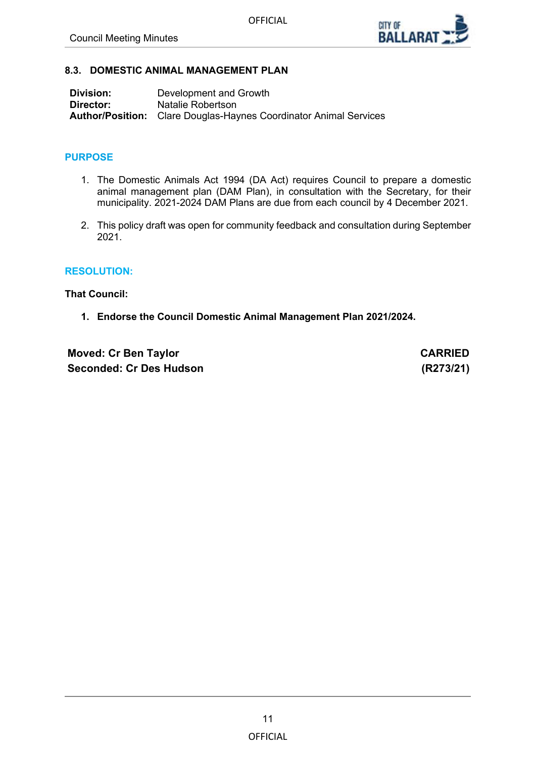### 8.3. DOMESTIC ANIMAL MANAGEMENT PLAN

| | |
|---|---|
| **Division:** | Development and Growth |
| **Director:** | Natalie Robertson |
| **Author/Position:** | Clare Douglas-Haynes Coordinator Animal Services |

#### PURPOSE

1. The Domestic Animals Act 1994 (DA Act) requires Council to prepare a domestic animal management plan (DAM Plan), in consultation with the Secretary, for their municipality. 2021-2024 DAM Plans are due from each council by 4 December 2021.
2. This policy draft was open for community feedback and consultation during September 2021.

#### RESOLUTION:

**That Council:**

1. **Endorse the Council Domestic Animal Management Plan 2021/2024.**

**Moved: Cr Ben Taylor** — **CARRIED**
**Seconded: Cr Des Hudson** — **(R273/21)**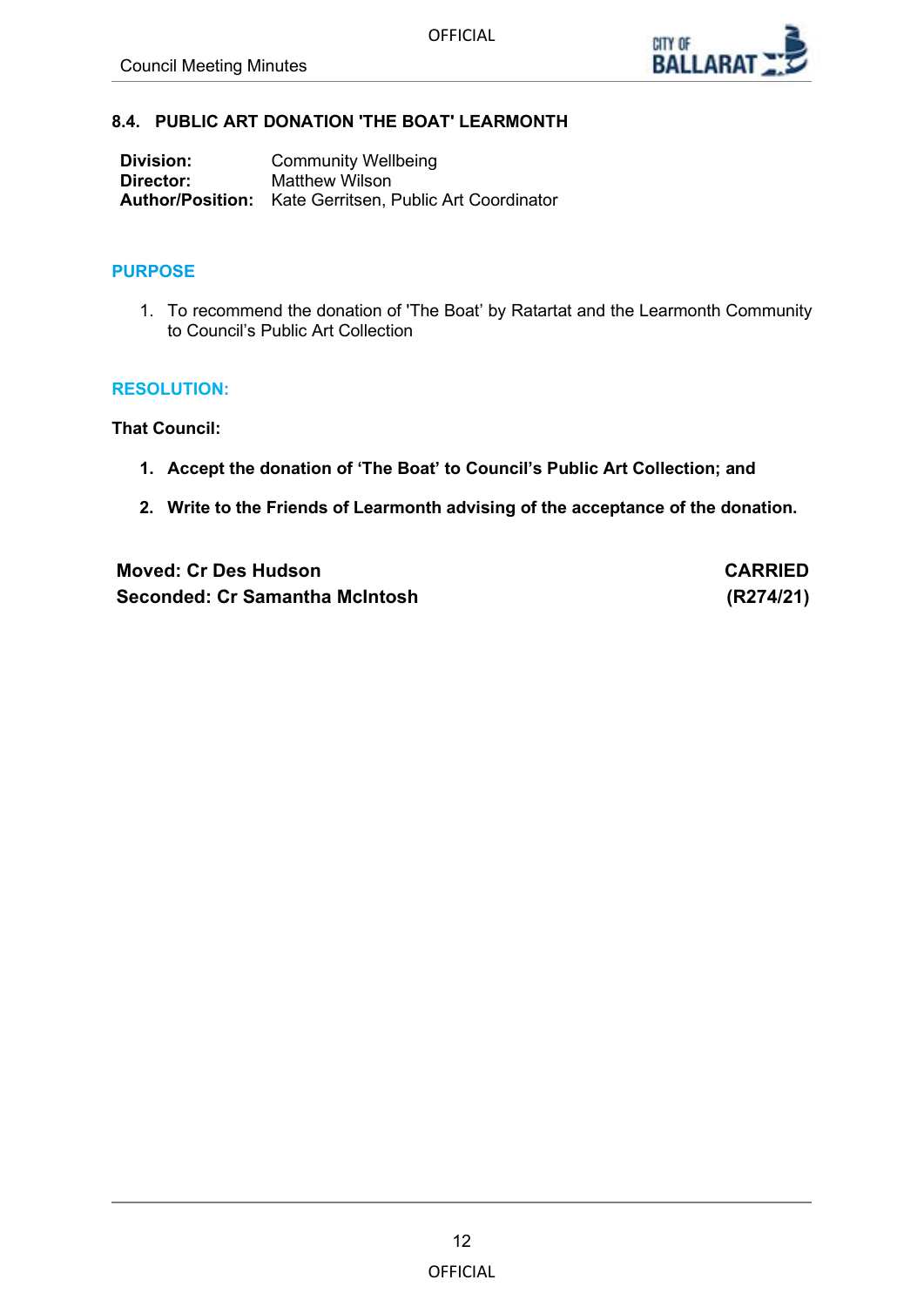## 8.4. PUBLIC ART DONATION 'THE BOAT' LEARMONTH

**Division:** Community Wellbeing
**Director:** Matthew Wilson
**Author/Position:** Kate Gerritsen, Public Art Coordinator

### PURPOSE

1. To recommend the donation of 'The Boat' by Ratartat and the Learmonth Community to Council's Public Art Collection

### RESOLUTION:

**That Council:**

1. **Accept the donation of 'The Boat' to Council's Public Art Collection; and**
2. **Write to the Friends of Learmonth advising of the acceptance of the donation.**

| | |
|---|---|
| **Moved: Cr Des Hudson** | **CARRIED** |
| **Seconded: Cr Samantha McIntosh** | **(R274/21)** |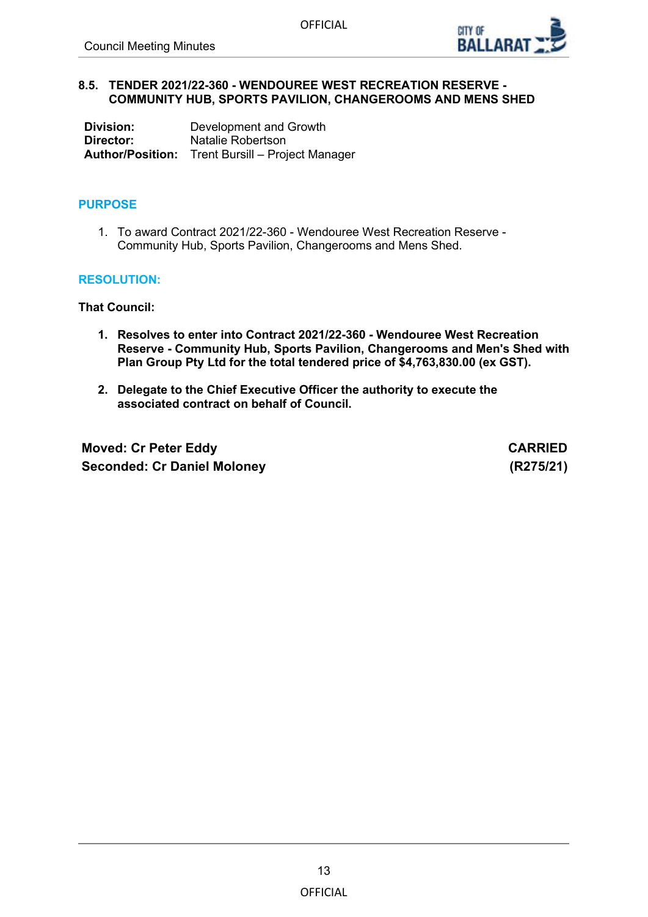### 8.5. TENDER 2021/22-360 - WENDOUREE WEST RECREATION RESERVE - COMMUNITY HUB, SPORTS PAVILION, CHANGEROOMS AND MENS SHED

| | |
|---|---|
| **Division:** | Development and Growth |
| **Director:** | Natalie Robertson |
| **Author/Position:** | Trent Bursill – Project Manager |

## PURPOSE

1. To award Contract 2021/22-360 - Wendouree West Recreation Reserve - Community Hub, Sports Pavilion, Changerooms and Mens Shed.

## RESOLUTION:

**That Council:**

1. **Resolves to enter into Contract 2021/22-360 - Wendouree West Recreation Reserve - Community Hub, Sports Pavilion, Changerooms and Men's Shed with Plan Group Pty Ltd for the total tendered price of $4,763,830.00 (ex GST).**

2. **Delegate to the Chief Executive Officer the authority to execute the associated contract on behalf of Council.**

| | |
|---|---|
| **Moved: Cr Peter Eddy** | **CARRIED** |
| **Seconded: Cr Daniel Moloney** | **(R275/21)** |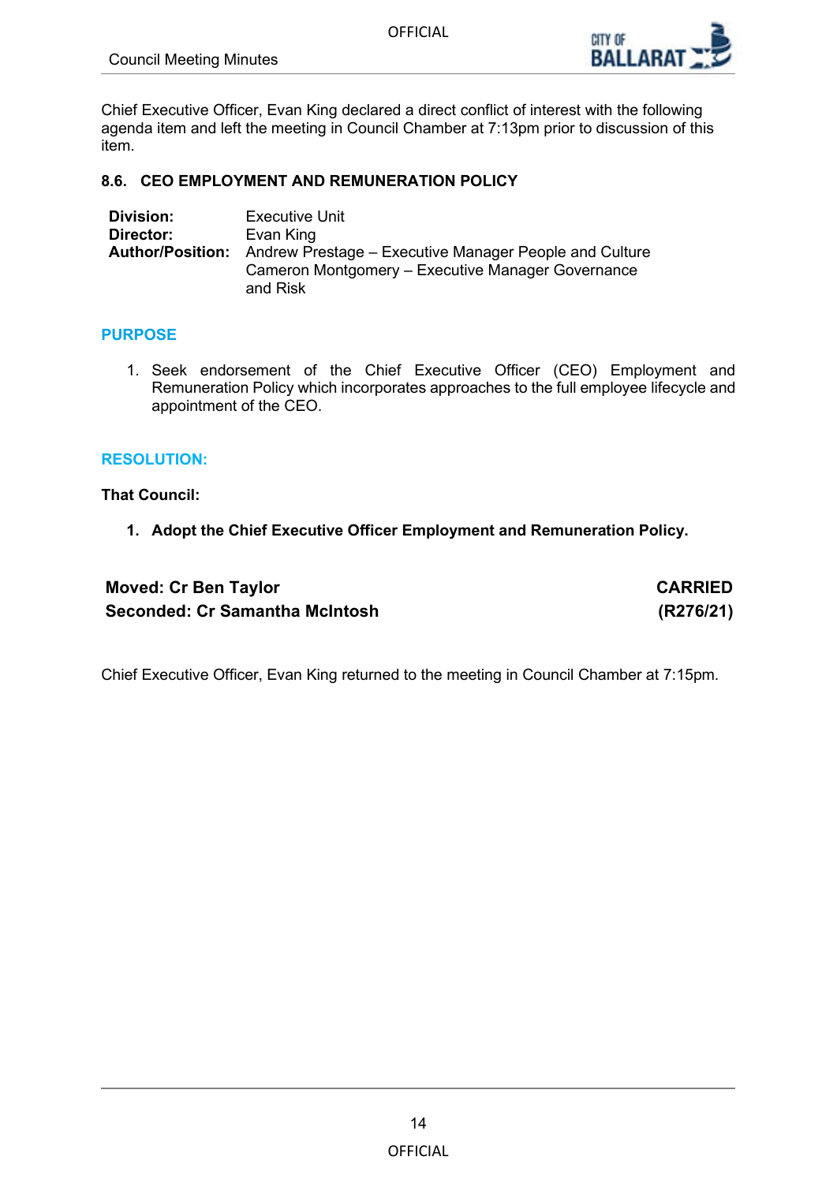Chief Executive Officer, Evan King declared a direct conflict of interest with the following agenda item and left the meeting in Council Chamber at 7:13pm prior to discussion of this item.

### 8.6. CEO EMPLOYMENT AND REMUNERATION POLICY

| | |
|---|---|
| **Division:** | Executive Unit |
| **Director:** | Evan King |
| **Author/Position:** | Andrew Prestage – Executive Manager People and Culture<br>Cameron Montgomery – Executive Manager Governance and Risk |

#### PURPOSE

1. Seek endorsement of the Chief Executive Officer (CEO) Employment and Remuneration Policy which incorporates approaches to the full employee lifecycle and appointment of the CEO.

#### RESOLUTION:

**That Council:**

1. **Adopt the Chief Executive Officer Employment and Remuneration Policy.**

| | |
|---|---|
| **Moved: Cr Ben Taylor** | **CARRIED** |
| **Seconded: Cr Samantha McIntosh** | **(R276/21)** |

Chief Executive Officer, Evan King returned to the meeting in Council Chamber at 7:15pm.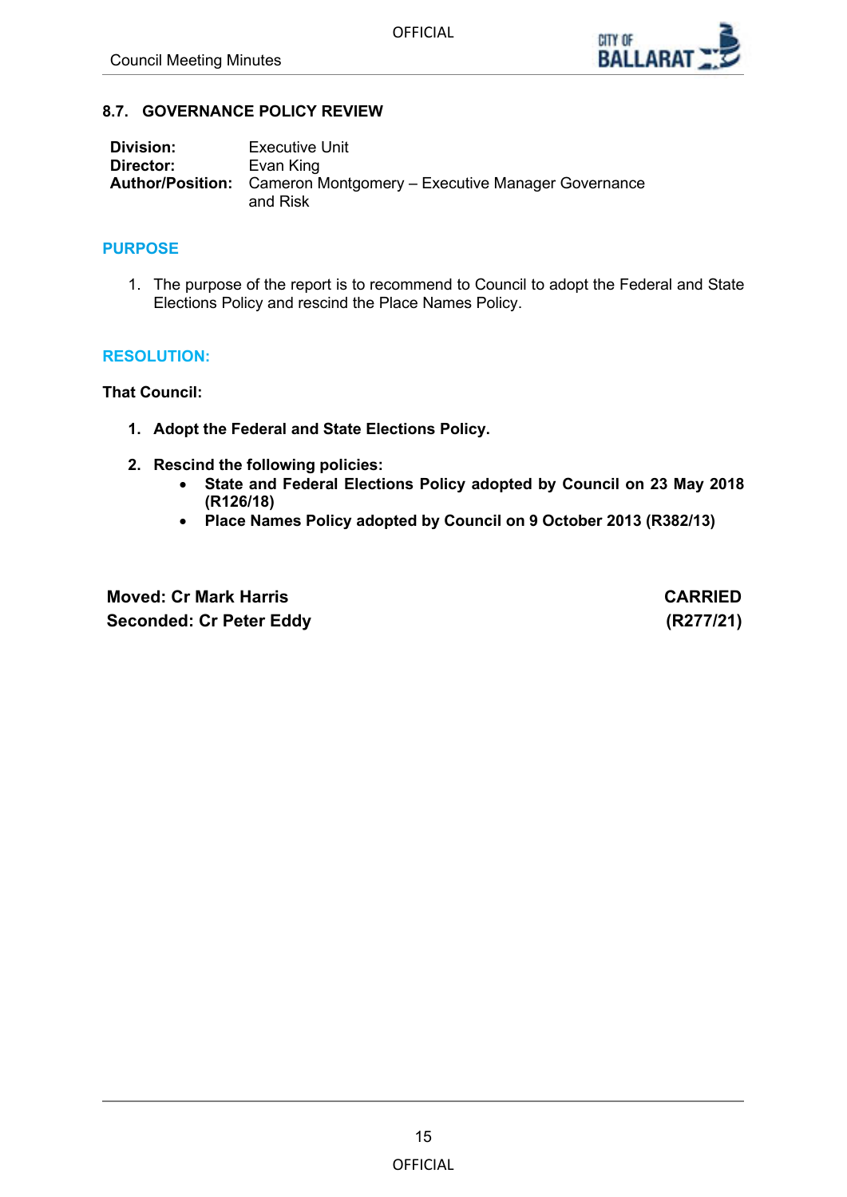## 8.7. GOVERNANCE POLICY REVIEW

**Division:** Executive Unit
**Director:** Evan King
**Author/Position:** Cameron Montgomery – Executive Manager Governance and Risk

### PURPOSE

1. The purpose of the report is to recommend to Council to adopt the Federal and State Elections Policy and rescind the Place Names Policy.

### RESOLUTION:

**That Council:**

1. **Adopt the Federal and State Elections Policy.**
2. **Rescind the following policies:**
   - **State and Federal Elections Policy adopted by Council on 23 May 2018 (R126/18)**
   - **Place Names Policy adopted by Council on 9 October 2013 (R382/13)**

**Moved: Cr Mark Harris**
**Seconded: Cr Peter Eddy**

**CARRIED**
**(R277/21)**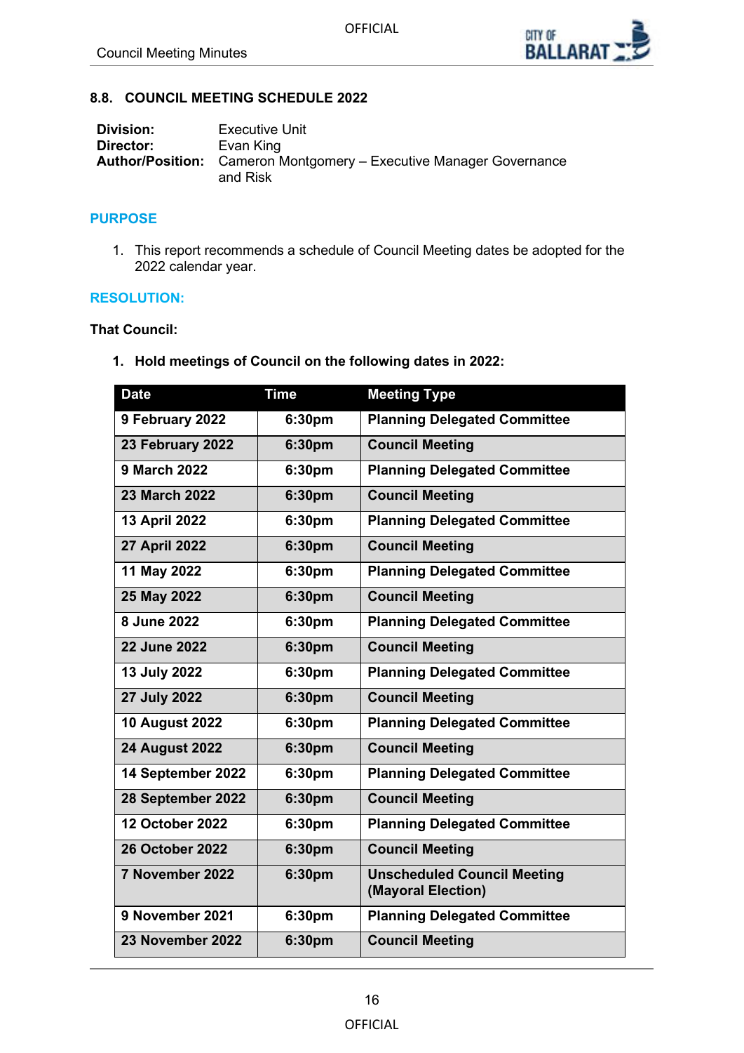## 8.8. COUNCIL MEETING SCHEDULE 2022

**Division:** Executive Unit
**Director:** Evan King
**Author/Position:** Cameron Montgomery – Executive Manager Governance and Risk

### PURPOSE

1. This report recommends a schedule of Council Meeting dates be adopted for the 2022 calendar year.

### RESOLUTION:

**That Council:**

1. **Hold meetings of Council on the following dates in 2022:**

| Date | Time | Meeting Type |
|---|---|---|
| **9 February 2022** | **6:30pm** | **Planning Delegated Committee** |
| **23 February 2022** | **6:30pm** | **Council Meeting** |
| **9 March 2022** | **6:30pm** | **Planning Delegated Committee** |
| **23 March 2022** | **6:30pm** | **Council Meeting** |
| **13 April 2022** | **6:30pm** | **Planning Delegated Committee** |
| **27 April 2022** | **6:30pm** | **Council Meeting** |
| **11 May 2022** | **6:30pm** | **Planning Delegated Committee** |
| **25 May 2022** | **6:30pm** | **Council Meeting** |
| **8 June 2022** | **6:30pm** | **Planning Delegated Committee** |
| **22 June 2022** | **6:30pm** | **Council Meeting** |
| **13 July 2022** | **6:30pm** | **Planning Delegated Committee** |
| **27 July 2022** | **6:30pm** | **Council Meeting** |
| **10 August 2022** | **6:30pm** | **Planning Delegated Committee** |
| **24 August 2022** | **6:30pm** | **Council Meeting** |
| **14 September 2022** | **6:30pm** | **Planning Delegated Committee** |
| **28 September 2022** | **6:30pm** | **Council Meeting** |
| **12 October 2022** | **6:30pm** | **Planning Delegated Committee** |
| **26 October 2022** | **6:30pm** | **Council Meeting** |
| **7 November 2022** | **6:30pm** | **Unscheduled Council Meeting (Mayoral Election)** |
| **9 November 2021** | **6:30pm** | **Planning Delegated Committee** |
| **23 November 2022** | **6:30pm** | **Council Meeting** |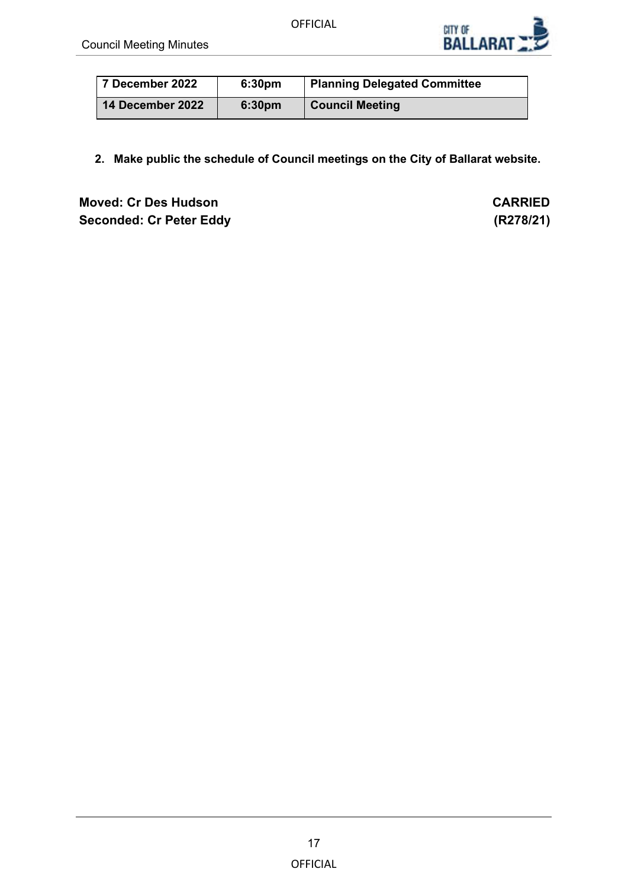| 7 December 2022 | 6:30pm | Planning Delegated Committee |
|---|---|---|
| 14 December 2022 | 6:30pm | Council Meeting |

2. **Make public the schedule of Council meetings on the City of Ballarat website.**

**Moved: Cr Des Hudson** **CARRIED**
**Seconded: Cr Peter Eddy** **(R278/21)**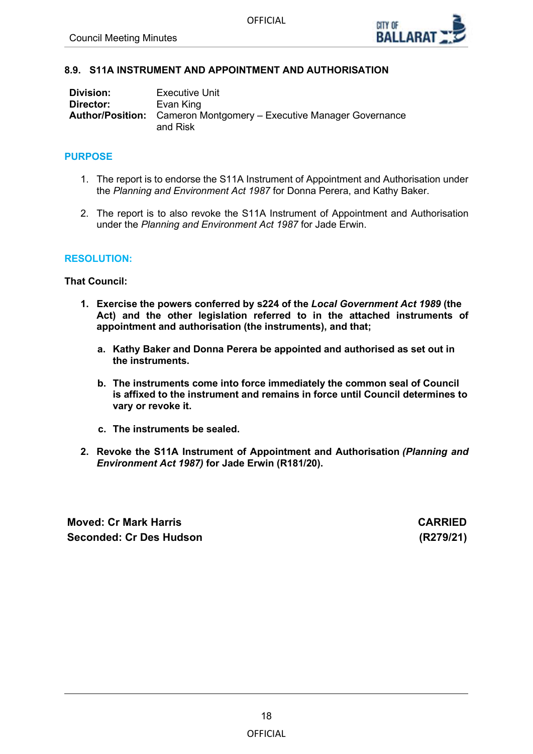## 8.9. S11A INSTRUMENT AND APPOINTMENT AND AUTHORISATION

| | |
|---|---|
| **Division:** | Executive Unit |
| **Director:** | Evan King |
| **Author/Position:** | Cameron Montgomery – Executive Manager Governance and Risk |

### PURPOSE

1. The report is to endorse the S11A Instrument of Appointment and Authorisation under the *Planning and Environment Act 1987* for Donna Perera, and Kathy Baker.

2. The report is to also revoke the S11A Instrument of Appointment and Authorisation under the *Planning and Environment Act 1987* for Jade Erwin.

### RESOLUTION:

**That Council:**

1. **Exercise the powers conferred by s224 of the *Local Government Act 1989* (the Act) and the other legislation referred to in the attached instruments of appointment and authorisation (the instruments), and that;**

    a. **Kathy Baker and Donna Perera be appointed and authorised as set out in the instruments.**

    b. **The instruments come into force immediately the common seal of Council is affixed to the instrument and remains in force until Council determines to vary or revoke it.**

    c. **The instruments be sealed.**

2. **Revoke the S11A Instrument of Appointment and Authorisation *(Planning and Environment Act 1987)* for Jade Erwin (R181/20).**

**Moved: Cr Mark Harris** — **CARRIED**
**Seconded: Cr Des Hudson** — **(R279/21)**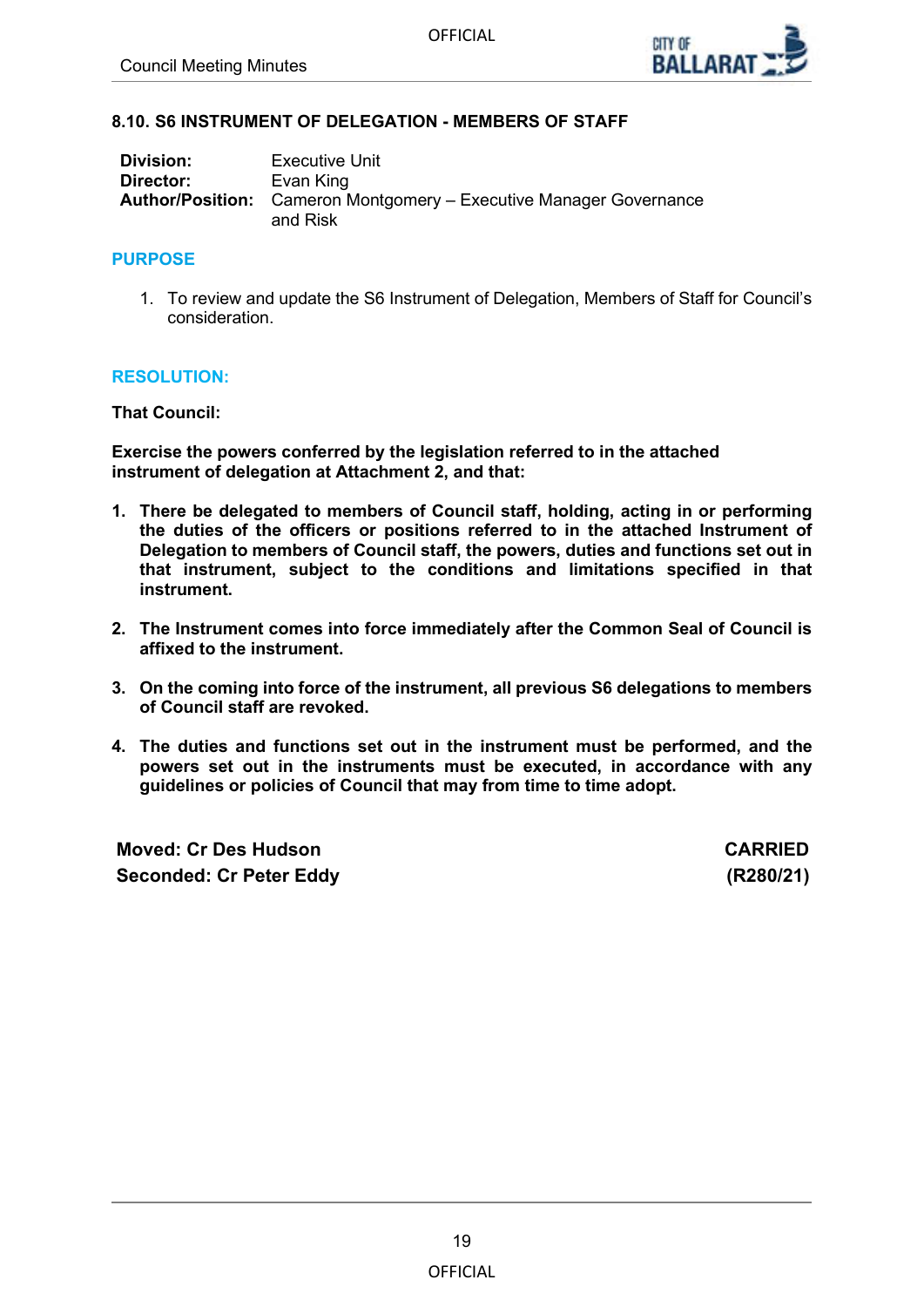## 8.10. S6 INSTRUMENT OF DELEGATION - MEMBERS OF STAFF

**Division:** Executive Unit
**Director:** Evan King
**Author/Position:** Cameron Montgomery – Executive Manager Governance and Risk

### PURPOSE

1. To review and update the S6 Instrument of Delegation, Members of Staff for Council's consideration.

### RESOLUTION:

**That Council:**

**Exercise the powers conferred by the legislation referred to in the attached instrument of delegation at Attachment 2, and that:**

1. **There be delegated to members of Council staff, holding, acting in or performing the duties of the officers or positions referred to in the attached Instrument of Delegation to members of Council staff, the powers, duties and functions set out in that instrument, subject to the conditions and limitations specified in that instrument.**
2. **The Instrument comes into force immediately after the Common Seal of Council is affixed to the instrument.**
3. **On the coming into force of the instrument, all previous S6 delegations to members of Council staff are revoked.**
4. **The duties and functions set out in the instrument must be performed, and the powers set out in the instruments must be executed, in accordance with any guidelines or policies of Council that may from time to time adopt.**

**Moved: Cr Des Hudson** **CARRIED**
**Seconded: Cr Peter Eddy** **(R280/21)**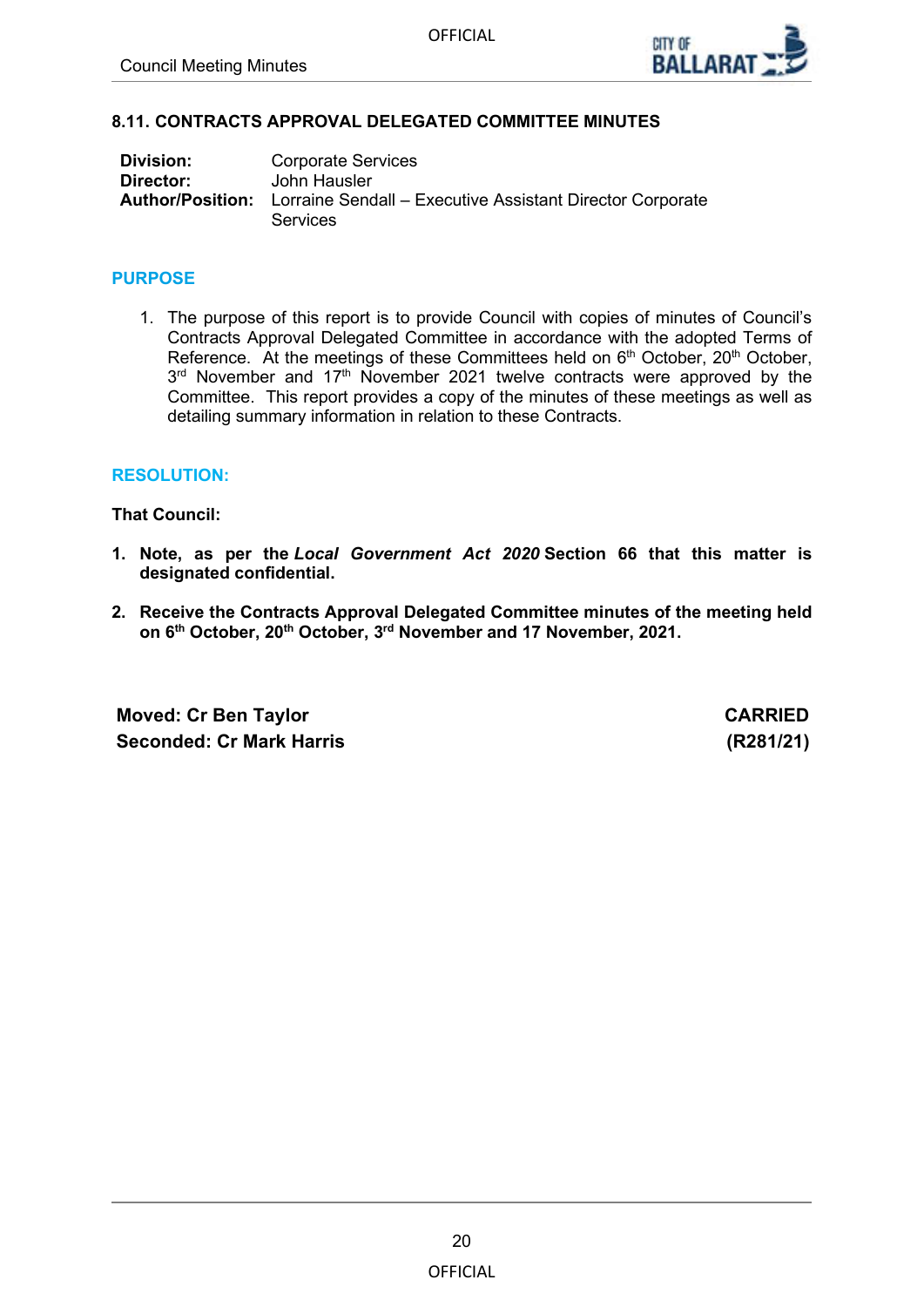## 8.11. CONTRACTS APPROVAL DELEGATED COMMITTEE MINUTES

| | |
|---|---|
| **Division:** | Corporate Services |
| **Director:** | John Hausler |
| **Author/Position:** | Lorraine Sendall – Executive Assistant Director Corporate Services |

### PURPOSE

1. The purpose of this report is to provide Council with copies of minutes of Council's Contracts Approval Delegated Committee in accordance with the adopted Terms of Reference. At the meetings of these Committees held on 6th October, 20th October, 3rd November and 17th November 2021 twelve contracts were approved by the Committee. This report provides a copy of the minutes of these meetings as well as detailing summary information in relation to these Contracts.

### RESOLUTION:

**That Council:**

1. **Note, as per the *Local Government Act 2020* Section 66 that this matter is designated confidential.**
2. **Receive the Contracts Approval Delegated Committee minutes of the meeting held on 6th October, 20th October, 3rd November and 17 November, 2021.**

**Moved: Cr Ben Taylor** **CARRIED**
**Seconded: Cr Mark Harris** **(R281/21)**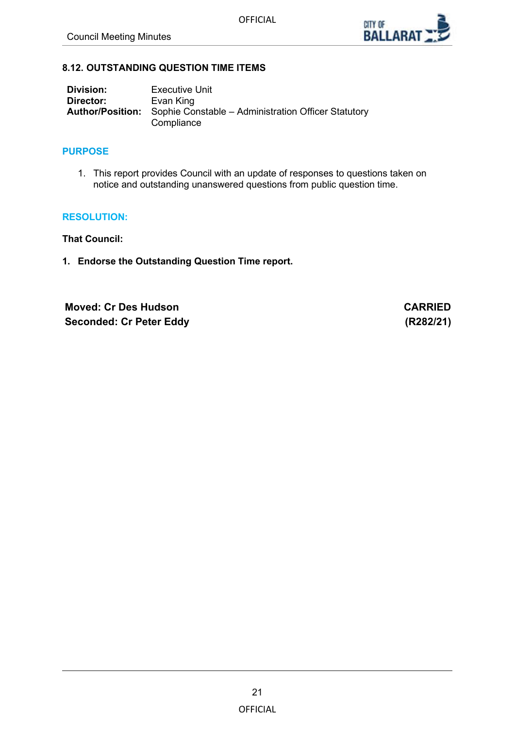### 8.12. OUTSTANDING QUESTION TIME ITEMS

**Division:** Executive Unit
**Director:** Evan King
**Author/Position:** Sophie Constable – Administration Officer Statutory Compliance

## PURPOSE

1. This report provides Council with an update of responses to questions taken on notice and outstanding unanswered questions from public question time.

## RESOLUTION:

**That Council:**

1. **Endorse the Outstanding Question Time report.**

| | |
|---|---|
| **Moved: Cr Des Hudson** | **CARRIED** |
| **Seconded: Cr Peter Eddy** | **(R282/21)** |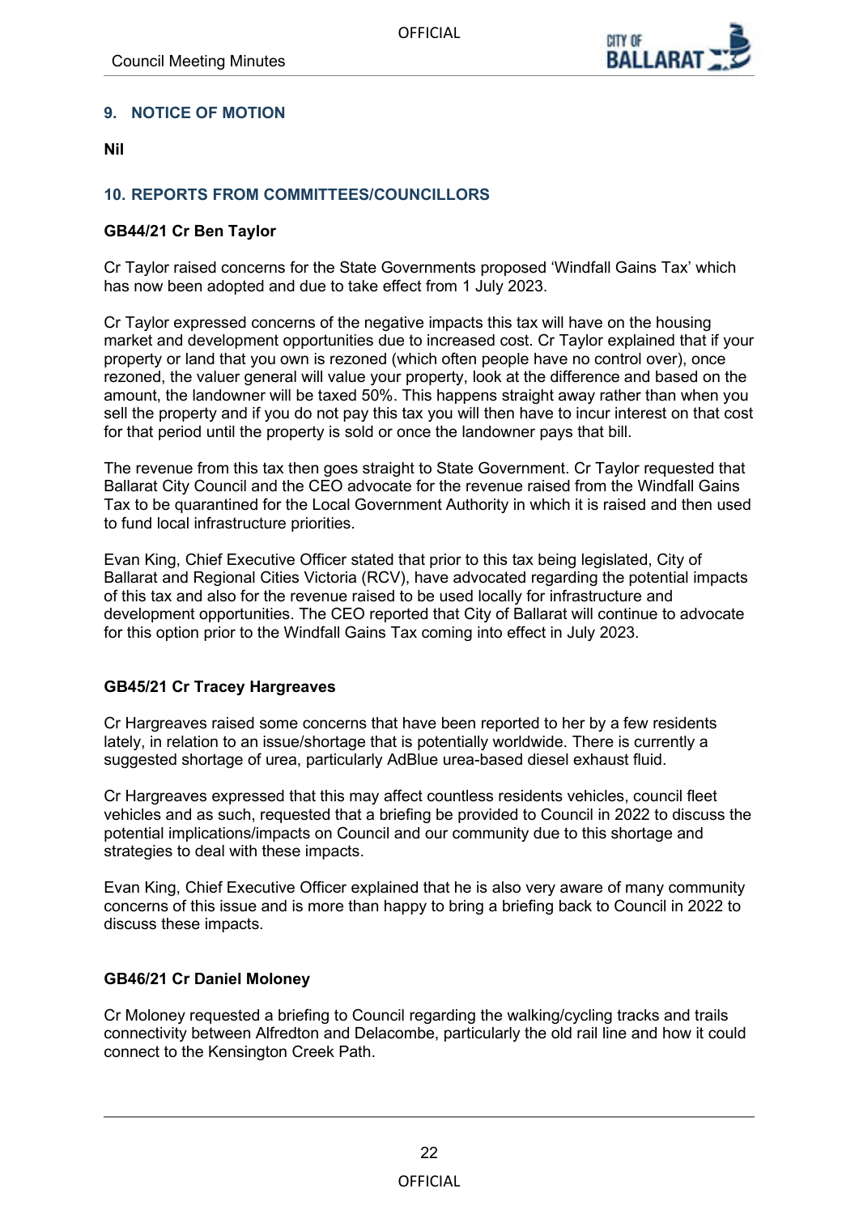## 9. NOTICE OF MOTION

**Nil**

## 10. REPORTS FROM COMMITTEES/COUNCILLORS

### GB44/21 Cr Ben Taylor

Cr Taylor raised concerns for the State Governments proposed 'Windfall Gains Tax' which has now been adopted and due to take effect from 1 July 2023.

Cr Taylor expressed concerns of the negative impacts this tax will have on the housing market and development opportunities due to increased cost. Cr Taylor explained that if your property or land that you own is rezoned (which often people have no control over), once rezoned, the valuer general will value your property, look at the difference and based on the amount, the landowner will be taxed 50%. This happens straight away rather than when you sell the property and if you do not pay this tax you will then have to incur interest on that cost for that period until the property is sold or once the landowner pays that bill.

The revenue from this tax then goes straight to State Government. Cr Taylor requested that Ballarat City Council and the CEO advocate for the revenue raised from the Windfall Gains Tax to be quarantined for the Local Government Authority in which it is raised and then used to fund local infrastructure priorities.

Evan King, Chief Executive Officer stated that prior to this tax being legislated, City of Ballarat and Regional Cities Victoria (RCV), have advocated regarding the potential impacts of this tax and also for the revenue raised to be used locally for infrastructure and development opportunities. The CEO reported that City of Ballarat will continue to advocate for this option prior to the Windfall Gains Tax coming into effect in July 2023.

### GB45/21 Cr Tracey Hargreaves

Cr Hargreaves raised some concerns that have been reported to her by a few residents lately, in relation to an issue/shortage that is potentially worldwide. There is currently a suggested shortage of urea, particularly AdBlue urea-based diesel exhaust fluid.

Cr Hargreaves expressed that this may affect countless residents vehicles, council fleet vehicles and as such, requested that a briefing be provided to Council in 2022 to discuss the potential implications/impacts on Council and our community due to this shortage and strategies to deal with these impacts.

Evan King, Chief Executive Officer explained that he is also very aware of many community concerns of this issue and is more than happy to bring a briefing back to Council in 2022 to discuss these impacts.

### GB46/21 Cr Daniel Moloney

Cr Moloney requested a briefing to Council regarding the walking/cycling tracks and trails connectivity between Alfredton and Delacombe, particularly the old rail line and how it could connect to the Kensington Creek Path.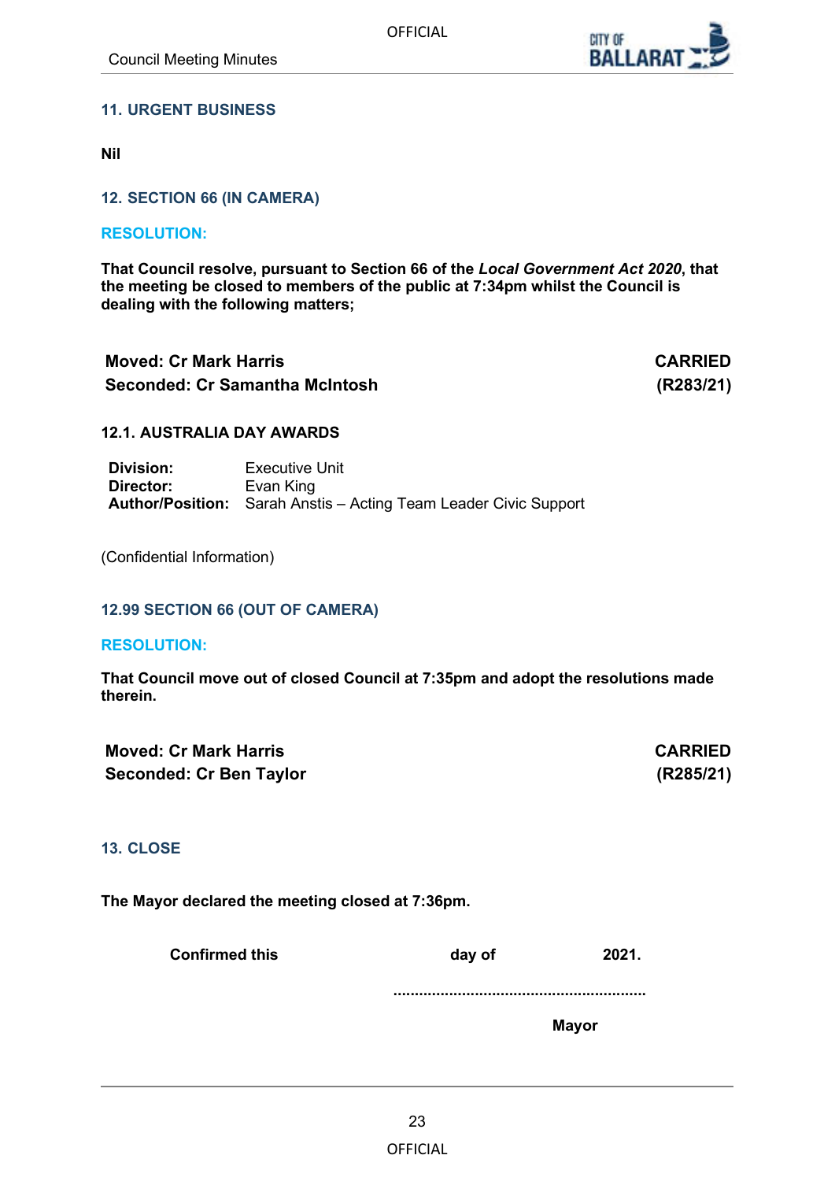## 11. URGENT BUSINESS

**Nil**

## 12. SECTION 66 (IN CAMERA)

**RESOLUTION:**

**That Council resolve, pursuant to Section 66 of the *Local Government Act 2020*, that the meeting be closed to members of the public at 7:34pm whilst the Council is dealing with the following matters;**

| | |
|---|---|
| **Moved: Cr Mark Harris** | **CARRIED** |
| **Seconded: Cr Samantha McIntosh** | **(R283/21)** |

### 12.1. AUSTRALIA DAY AWARDS

| | |
|---|---|
| **Division:** | Executive Unit |
| **Director:** | Evan King |
| **Author/Position:** | Sarah Anstis – Acting Team Leader Civic Support |

(Confidential Information)

## 12.99 SECTION 66 (OUT OF CAMERA)

**RESOLUTION:**

**That Council move out of closed Council at 7:35pm and adopt the resolutions made therein.**

| | |
|---|---|
| **Moved: Cr Mark Harris** | **CARRIED** |
| **Seconded: Cr Ben Taylor** | **(R285/21)** |

## 13. CLOSE

**The Mayor declared the meeting closed at 7:36pm.**

**Confirmed this day of 2021.**

..........................................................

**Mayor**